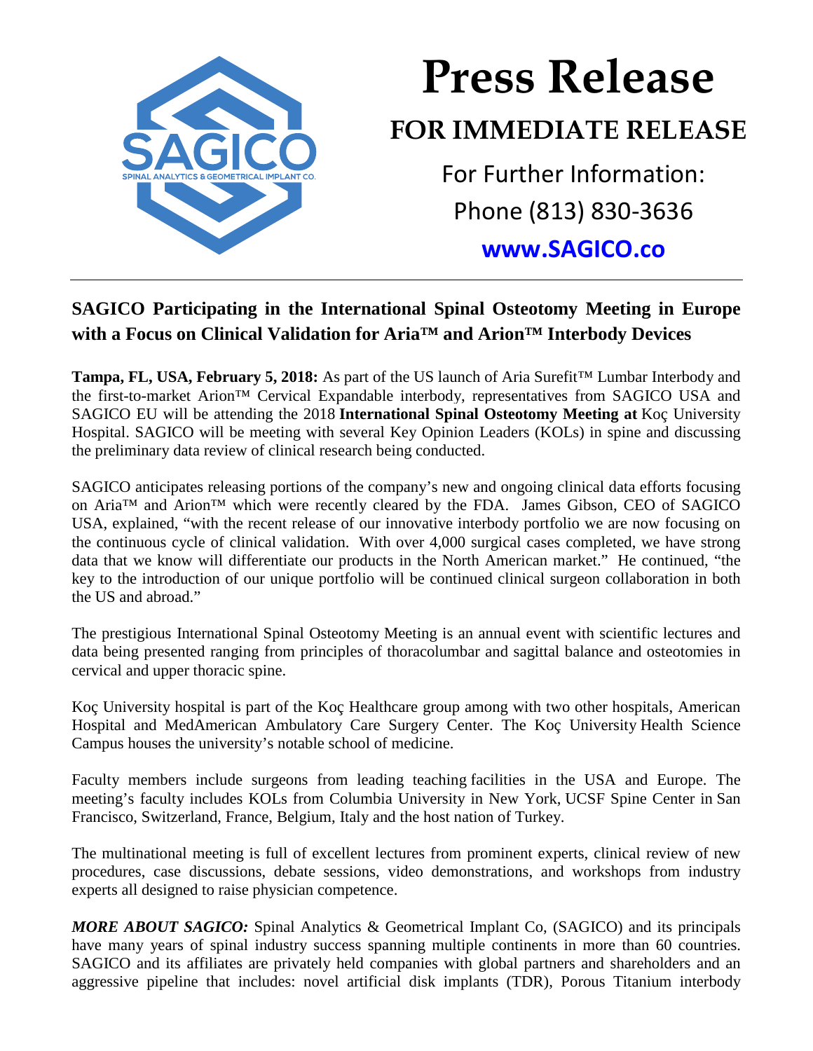# Press Release

## FOR IMMEDIATE RELEASE

For Further Information:

Phone (813) 830-3636

**www.SAGICO.co**

---

## SAGICO Participating in the International Spinal Osteotomy Meeting in Europe with a Focus on Clinical Validation for Aria™ and Arion™ Interbody Devices

**Tampa, FL, USA, February 5, 2018:** As part of the US launch of Aria Surefit™ Lumbar Interbody and the first-to-market Arion™ Cervical Expandable interbody, representatives from SAGICO USA and SAGICO EU will be attending the 2018 **International Spinal Osteotomy Meeting at** Koç University Hospital. SAGICO will be meeting with several Key Opinion Leaders (KOLs) in spine and discussing the preliminary data review of clinical research being conducted.

SAGICO anticipates releasing portions of the company's new and ongoing clinical data efforts focusing on Aria™ and Arion™ which were recently cleared by the FDA. James Gibson, CEO of SAGICO USA, explained, "with the recent release of our innovative interbody portfolio we are now focusing on the continuous cycle of clinical validation. With over 4,000 surgical cases completed, we have strong data that we know will differentiate our products in the North American market." He continued, "the key to the introduction of our unique portfolio will be continued clinical surgeon collaboration in both the US and abroad."

The prestigious International Spinal Osteotomy Meeting is an annual event with scientific lectures and data being presented ranging from principles of thoracolumbar and sagittal balance and osteotomies in cervical and upper thoracic spine.

Koç University hospital is part of the Koç Healthcare group among with two other hospitals, American Hospital and MedAmerican Ambulatory Care Surgery Center. The Koç University Health Science Campus houses the university's notable school of medicine.

Faculty members include surgeons from leading teaching facilities in the USA and Europe. The meeting's faculty includes KOLs from Columbia University in New York, UCSF Spine Center in San Francisco, Switzerland, France, Belgium, Italy and the host nation of Turkey.

The multinational meeting is full of excellent lectures from prominent experts, clinical review of new procedures, case discussions, debate sessions, video demonstrations, and workshops from industry experts all designed to raise physician competence.

***MORE ABOUT SAGICO:*** Spinal Analytics & Geometrical Implant Co, (SAGICO) and its principals have many years of spinal industry success spanning multiple continents in more than 60 countries. SAGICO and its affiliates are privately held companies with global partners and shareholders and an aggressive pipeline that includes: novel artificial disk implants (TDR), Porous Titanium interbody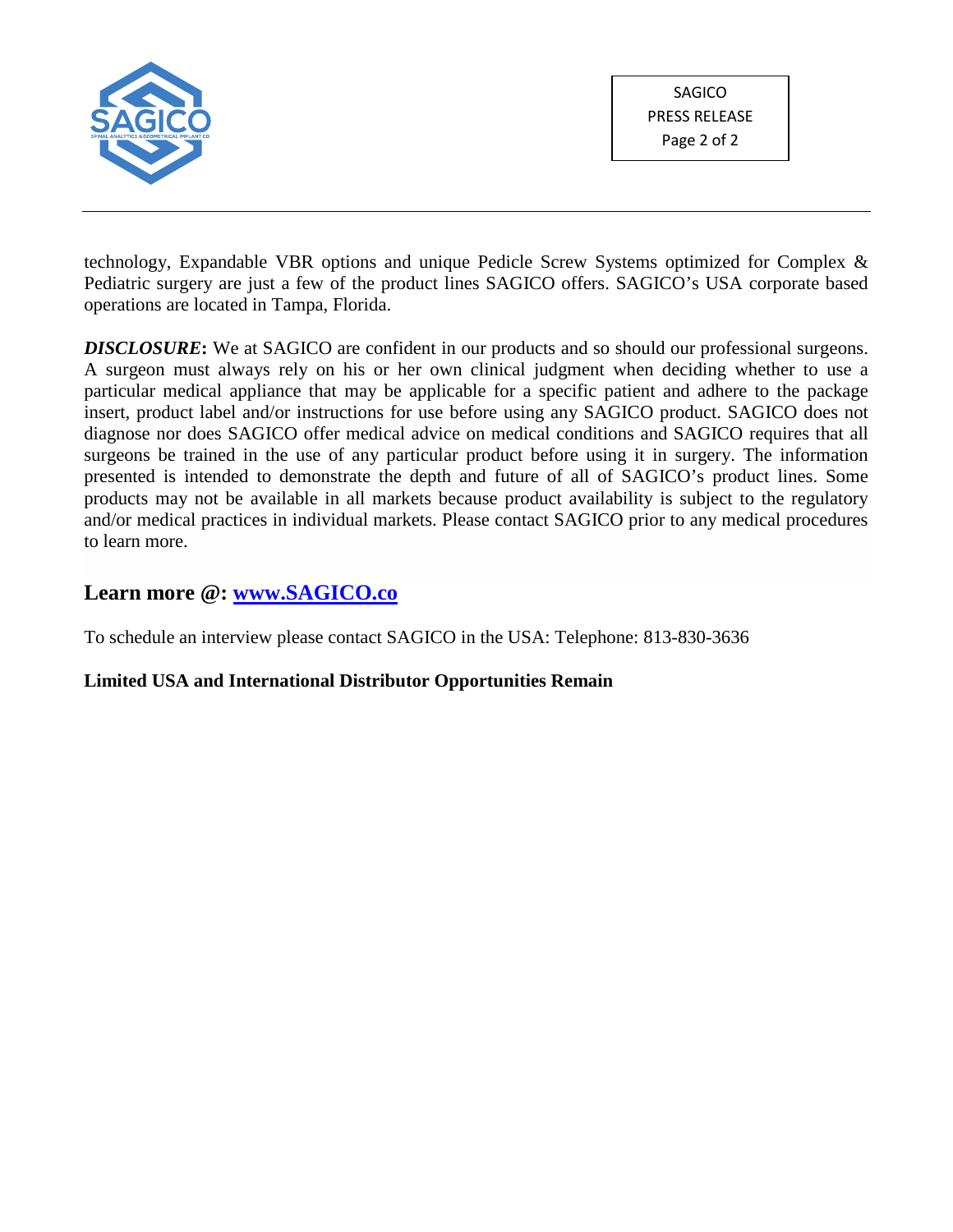technology, Expandable VBR options and unique Pedicle Screw Systems optimized for Complex & Pediatric surgery are just a few of the product lines SAGICO offers. SAGICO's USA corporate based operations are located in Tampa, Florida.

***DISCLOSURE*:** We at SAGICO are confident in our products and so should our professional surgeons. A surgeon must always rely on his or her own clinical judgment when deciding whether to use a particular medical appliance that may be applicable for a specific patient and adhere to the package insert, product label and/or instructions for use before using any SAGICO product. SAGICO does not diagnose nor does SAGICO offer medical advice on medical conditions and SAGICO requires that all surgeons be trained in the use of any particular product before using it in surgery. The information presented is intended to demonstrate the depth and future of all of SAGICO's product lines. Some products may not be available in all markets because product availability is subject to the regulatory and/or medical practices in individual markets. Please contact SAGICO prior to any medical procedures to learn more.

## Learn more @: [www.SAGICO.co](http://www.SAGICO.co)

To schedule an interview please contact SAGICO in the USA: Telephone: 813-830-3636

**Limited USA and International Distributor Opportunities Remain**